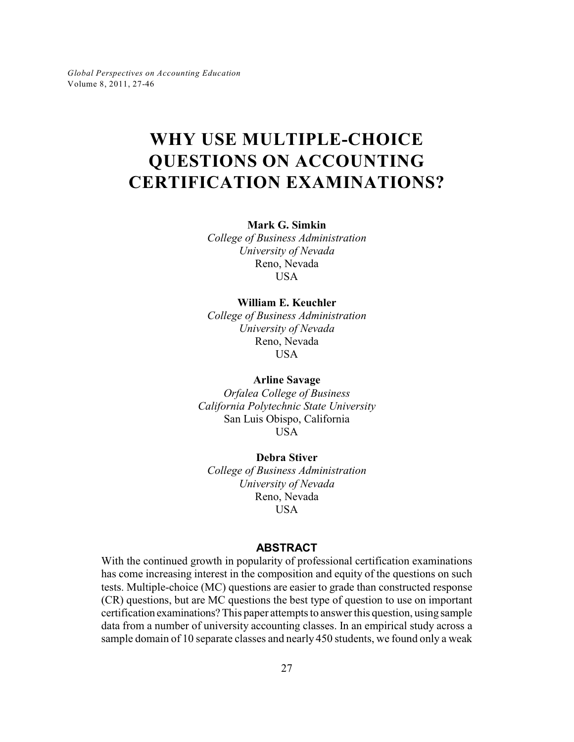# WHY USE MULTIPLE-CHOICE QUESTIONS ON ACCOUNTING CERTIFICATION EXAMINATIONS?

**Mark G. Simkin**
*College of Business Administration*
*University of Nevada*
Reno, Nevada
USA

**William E. Keuchler**
*College of Business Administration*
*University of Nevada*
Reno, Nevada
USA

**Arline Savage**
*Orfalea College of Business*
*California Polytechnic State University*
San Luis Obispo, California
USA

**Debra Stiver**
*College of Business Administration*
*University of Nevada*
Reno, Nevada
USA

## ABSTRACT

With the continued growth in popularity of professional certification examinations has come increasing interest in the composition and equity of the questions on such tests. Multiple-choice (MC) questions are easier to grade than constructed response (CR) questions, but are MC questions the best type of question to use on important certification examinations? This paper attempts to answer this question, using sample data from a number of university accounting classes. In an empirical study across a sample domain of 10 separate classes and nearly 450 students, we found only a weak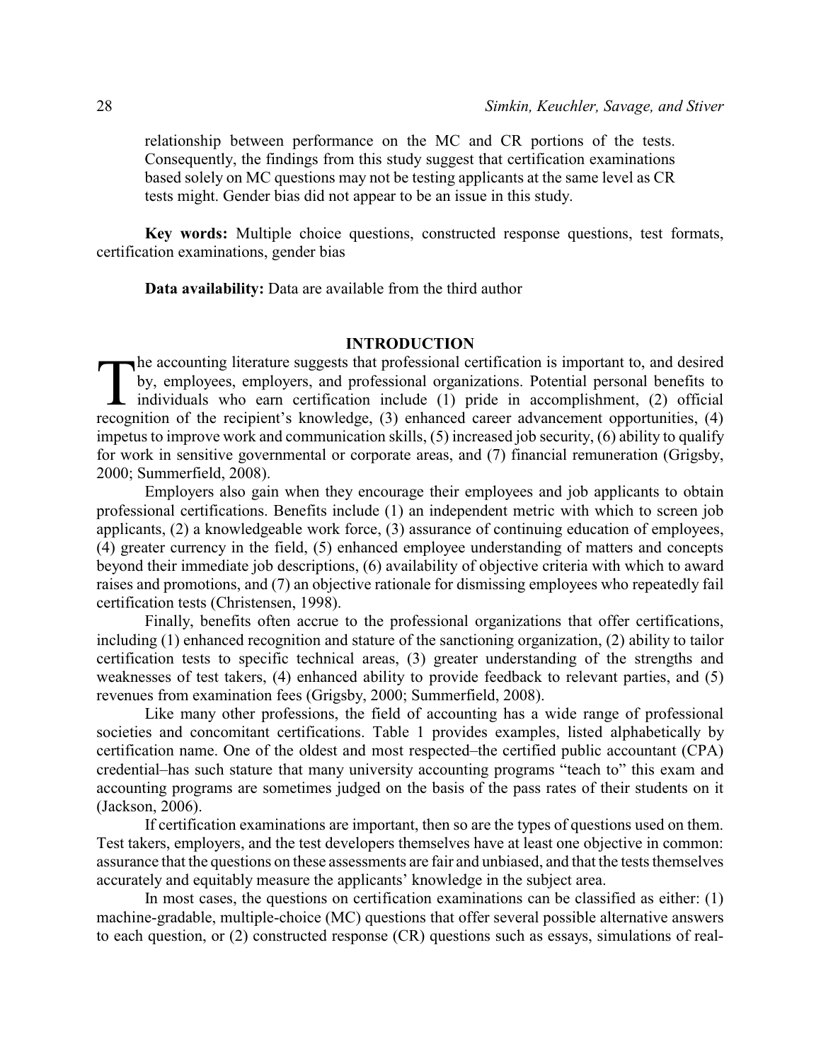relationship between performance on the MC and CR portions of the tests. Consequently, the findings from this study suggest that certification examinations based solely on MC questions may not be testing applicants at the same level as CR tests might. Gender bias did not appear to be an issue in this study.

**Key words:** Multiple choice questions, constructed response questions, test formats, certification examinations, gender bias

**Data availability:** Data are available from the third author

## INTRODUCTION

The accounting literature suggests that professional certification is important to, and desired by, employees, employers, and professional organizations. Potential personal benefits to individuals who earn certification include (1) pride in accomplishment, (2) official recognition of the recipient's knowledge, (3) enhanced career advancement opportunities, (4) impetus to improve work and communication skills, (5) increased job security, (6) ability to qualify for work in sensitive governmental or corporate areas, and (7) financial remuneration (Grigsby, 2000; Summerfield, 2008).

Employers also gain when they encourage their employees and job applicants to obtain professional certifications. Benefits include (1) an independent metric with which to screen job applicants, (2) a knowledgeable work force, (3) assurance of continuing education of employees, (4) greater currency in the field, (5) enhanced employee understanding of matters and concepts beyond their immediate job descriptions, (6) availability of objective criteria with which to award raises and promotions, and (7) an objective rationale for dismissing employees who repeatedly fail certification tests (Christensen, 1998).

Finally, benefits often accrue to the professional organizations that offer certifications, including (1) enhanced recognition and stature of the sanctioning organization, (2) ability to tailor certification tests to specific technical areas, (3) greater understanding of the strengths and weaknesses of test takers, (4) enhanced ability to provide feedback to relevant parties, and (5) revenues from examination fees (Grigsby, 2000; Summerfield, 2008).

Like many other professions, the field of accounting has a wide range of professional societies and concomitant certifications. Table 1 provides examples, listed alphabetically by certification name. One of the oldest and most respected–the certified public accountant (CPA) credential–has such stature that many university accounting programs "teach to" this exam and accounting programs are sometimes judged on the basis of the pass rates of their students on it (Jackson, 2006).

If certification examinations are important, then so are the types of questions used on them. Test takers, employers, and the test developers themselves have at least one objective in common: assurance that the questions on these assessments are fair and unbiased, and that the tests themselves accurately and equitably measure the applicants' knowledge in the subject area.

In most cases, the questions on certification examinations can be classified as either: (1) machine-gradable, multiple-choice (MC) questions that offer several possible alternative answers to each question, or (2) constructed response (CR) questions such as essays, simulations of real-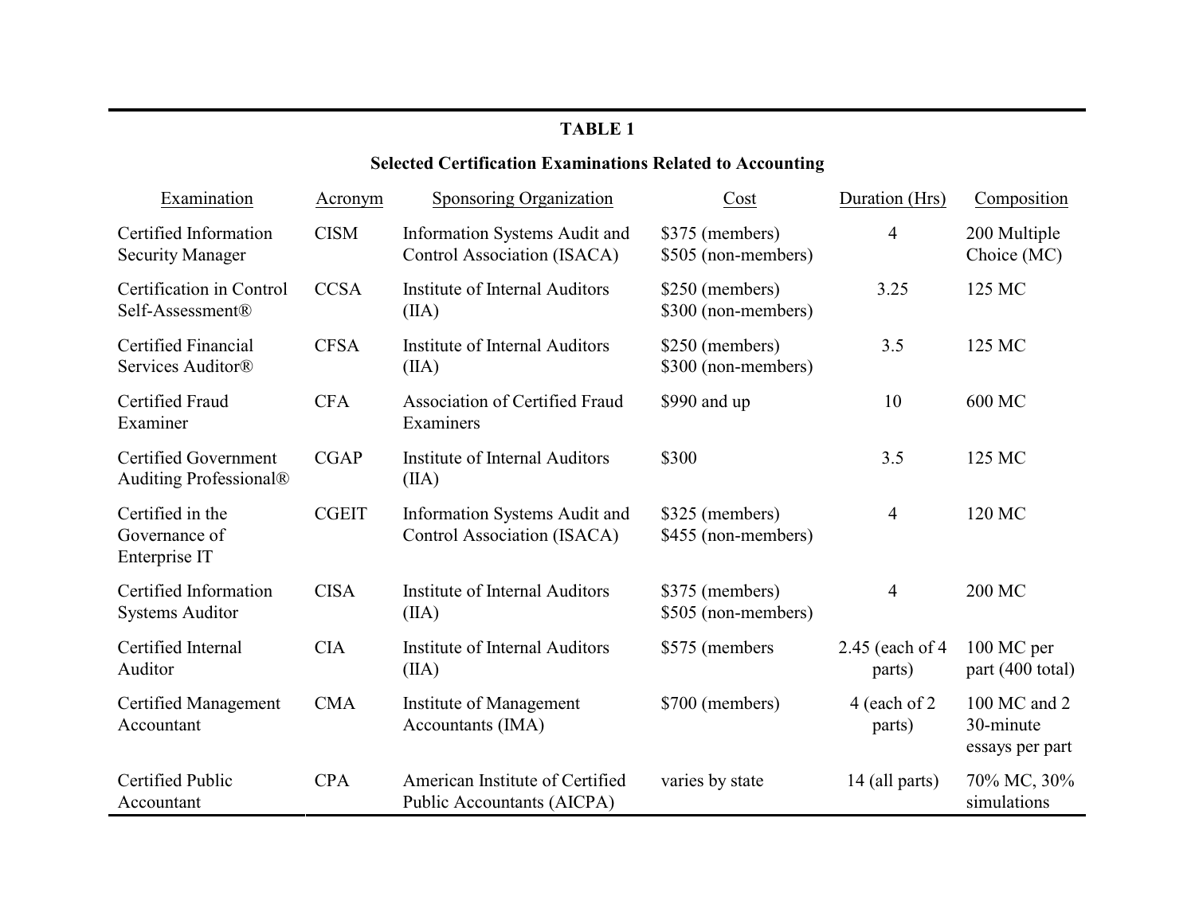**TABLE 1**

**Selected Certification Examinations Related to Accounting**

| Examination | Acronym | Sponsoring Organization | Cost | Duration (Hrs) | Composition |
|---|---|---|---|---|---|
| Certified Information Security Manager | CISM | Information Systems Audit and Control Association (ISACA) | $375 (members) $505 (non-members) | 4 | 200 Multiple Choice (MC) |
| Certification in Control Self-Assessment® | CCSA | Institute of Internal Auditors (IIA) | $250 (members) $300 (non-members) | 3.25 | 125 MC |
| Certified Financial Services Auditor® | CFSA | Institute of Internal Auditors (IIA) | $250 (members) $300 (non-members) | 3.5 | 125 MC |
| Certified Fraud Examiner | CFA | Association of Certified Fraud Examiners | $990 and up | 10 | 600 MC |
| Certified Government Auditing Professional® | CGAP | Institute of Internal Auditors (IIA) | $300 | 3.5 | 125 MC |
| Certified in the Governance of Enterprise IT | CGEIT | Information Systems Audit and Control Association (ISACA) | $325 (members) $455 (non-members) | 4 | 120 MC |
| Certified Information Systems Auditor | CISA | Institute of Internal Auditors (IIA) | $375 (members) $505 (non-members) | 4 | 200 MC |
| Certified Internal Auditor | CIA | Institute of Internal Auditors (IIA) | $575 (members | 2.45 (each of 4 parts) | 100 MC per part (400 total) |
| Certified Management Accountant | CMA | Institute of Management Accountants (IMA) | $700 (members) | 4 (each of 2 parts) | 100 MC and 2 30-minute essays per part |
| Certified Public Accountant | CPA | American Institute of Certified Public Accountants (AICPA) | varies by state | 14 (all parts) | 70% MC, 30% simulations |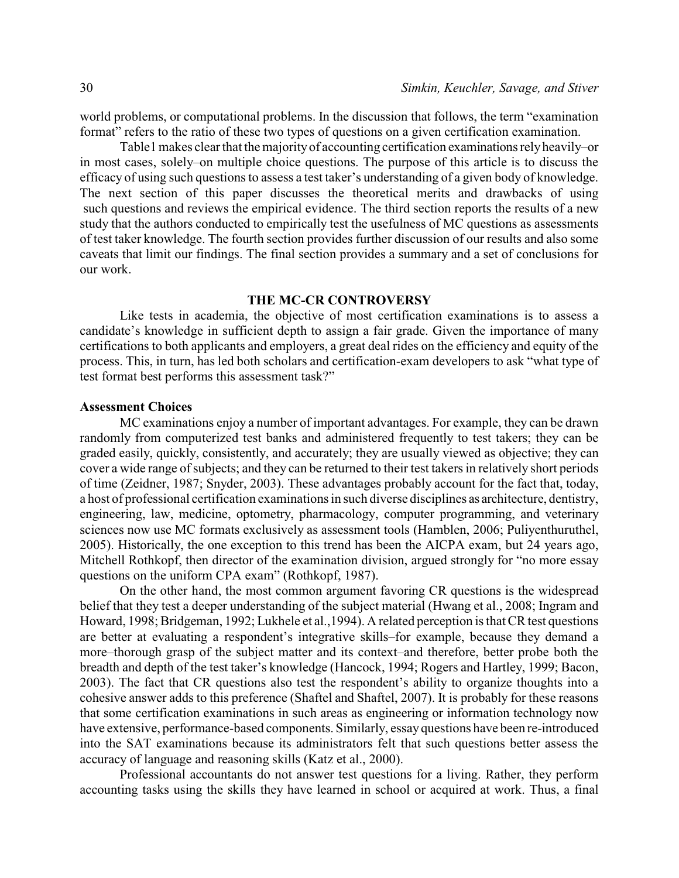world problems, or computational problems. In the discussion that follows, the term "examination format" refers to the ratio of these two types of questions on a given certification examination.

Table1 makes clear that the majority of accounting certification examinations rely heavily–or in most cases, solely–on multiple choice questions. The purpose of this article is to discuss the efficacy of using such questions to assess a test taker's understanding of a given body of knowledge. The next section of this paper discusses the theoretical merits and drawbacks of using such questions and reviews the empirical evidence. The third section reports the results of a new study that the authors conducted to empirically test the usefulness of MC questions as assessments of test taker knowledge. The fourth section provides further discussion of our results and also some caveats that limit our findings. The final section provides a summary and a set of conclusions for our work.

## THE MC-CR CONTROVERSY

Like tests in academia, the objective of most certification examinations is to assess a candidate's knowledge in sufficient depth to assign a fair grade. Given the importance of many certifications to both applicants and employers, a great deal rides on the efficiency and equity of the process. This, in turn, has led both scholars and certification-exam developers to ask "what type of test format best performs this assessment task?"

### Assessment Choices

MC examinations enjoy a number of important advantages. For example, they can be drawn randomly from computerized test banks and administered frequently to test takers; they can be graded easily, quickly, consistently, and accurately; they are usually viewed as objective; they can cover a wide range of subjects; and they can be returned to their test takers in relatively short periods of time (Zeidner, 1987; Snyder, 2003). These advantages probably account for the fact that, today, a host of professional certification examinations in such diverse disciplines as architecture, dentistry, engineering, law, medicine, optometry, pharmacology, computer programming, and veterinary sciences now use MC formats exclusively as assessment tools (Hamblen, 2006; Puliyenthuruthel, 2005). Historically, the one exception to this trend has been the AICPA exam, but 24 years ago, Mitchell Rothkopf, then director of the examination division, argued strongly for "no more essay questions on the uniform CPA exam" (Rothkopf, 1987).

On the other hand, the most common argument favoring CR questions is the widespread belief that they test a deeper understanding of the subject material (Hwang et al., 2008; Ingram and Howard, 1998; Bridgeman, 1992; Lukhele et al.,1994). A related perception is that CR test questions are better at evaluating a respondent's integrative skills–for example, because they demand a more–thorough grasp of the subject matter and its context–and therefore, better probe both the breadth and depth of the test taker's knowledge (Hancock, 1994; Rogers and Hartley, 1999; Bacon, 2003). The fact that CR questions also test the respondent's ability to organize thoughts into a cohesive answer adds to this preference (Shaftel and Shaftel, 2007). It is probably for these reasons that some certification examinations in such areas as engineering or information technology now have extensive, performance-based components. Similarly, essay questions have been re-introduced into the SAT examinations because its administrators felt that such questions better assess the accuracy of language and reasoning skills (Katz et al., 2000).

Professional accountants do not answer test questions for a living. Rather, they perform accounting tasks using the skills they have learned in school or acquired at work. Thus, a final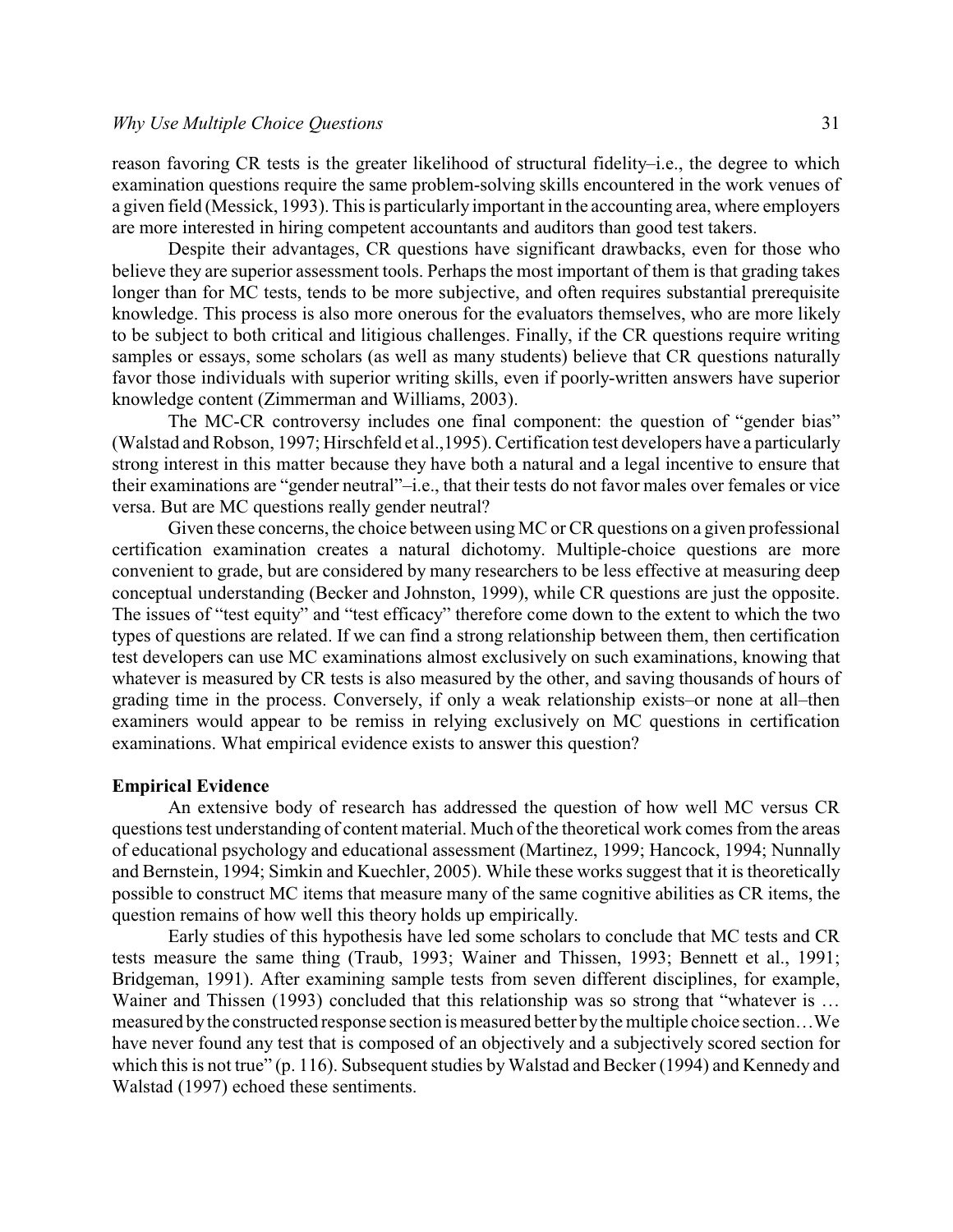reason favoring CR tests is the greater likelihood of structural fidelity–i.e., the degree to which examination questions require the same problem-solving skills encountered in the work venues of a given field (Messick, 1993). This is particularly important in the accounting area, where employers are more interested in hiring competent accountants and auditors than good test takers.

Despite their advantages, CR questions have significant drawbacks, even for those who believe they are superior assessment tools. Perhaps the most important of them is that grading takes longer than for MC tests, tends to be more subjective, and often requires substantial prerequisite knowledge. This process is also more onerous for the evaluators themselves, who are more likely to be subject to both critical and litigious challenges. Finally, if the CR questions require writing samples or essays, some scholars (as well as many students) believe that CR questions naturally favor those individuals with superior writing skills, even if poorly-written answers have superior knowledge content (Zimmerman and Williams, 2003).

The MC-CR controversy includes one final component: the question of "gender bias" (Walstad and Robson, 1997; Hirschfeld et al.,1995). Certification test developers have a particularly strong interest in this matter because they have both a natural and a legal incentive to ensure that their examinations are "gender neutral"–i.e., that their tests do not favor males over females or vice versa. But are MC questions really gender neutral?

Given these concerns, the choice between using MC or CR questions on a given professional certification examination creates a natural dichotomy. Multiple-choice questions are more convenient to grade, but are considered by many researchers to be less effective at measuring deep conceptual understanding (Becker and Johnston, 1999), while CR questions are just the opposite. The issues of "test equity" and "test efficacy" therefore come down to the extent to which the two types of questions are related. If we can find a strong relationship between them, then certification test developers can use MC examinations almost exclusively on such examinations, knowing that whatever is measured by CR tests is also measured by the other, and saving thousands of hours of grading time in the process. Conversely, if only a weak relationship exists–or none at all–then examiners would appear to be remiss in relying exclusively on MC questions in certification examinations. What empirical evidence exists to answer this question?

**Empirical Evidence**

An extensive body of research has addressed the question of how well MC versus CR questions test understanding of content material. Much of the theoretical work comes from the areas of educational psychology and educational assessment (Martinez, 1999; Hancock, 1994; Nunnally and Bernstein, 1994; Simkin and Kuechler, 2005). While these works suggest that it is theoretically possible to construct MC items that measure many of the same cognitive abilities as CR items, the question remains of how well this theory holds up empirically.

Early studies of this hypothesis have led some scholars to conclude that MC tests and CR tests measure the same thing (Traub, 1993; Wainer and Thissen, 1993; Bennett et al., 1991; Bridgeman, 1991). After examining sample tests from seven different disciplines, for example, Wainer and Thissen (1993) concluded that this relationship was so strong that "whatever is … measured by the constructed response section is measured better by the multiple choice section…We have never found any test that is composed of an objectively and a subjectively scored section for which this is not true" (p. 116). Subsequent studies by Walstad and Becker (1994) and Kennedy and Walstad (1997) echoed these sentiments.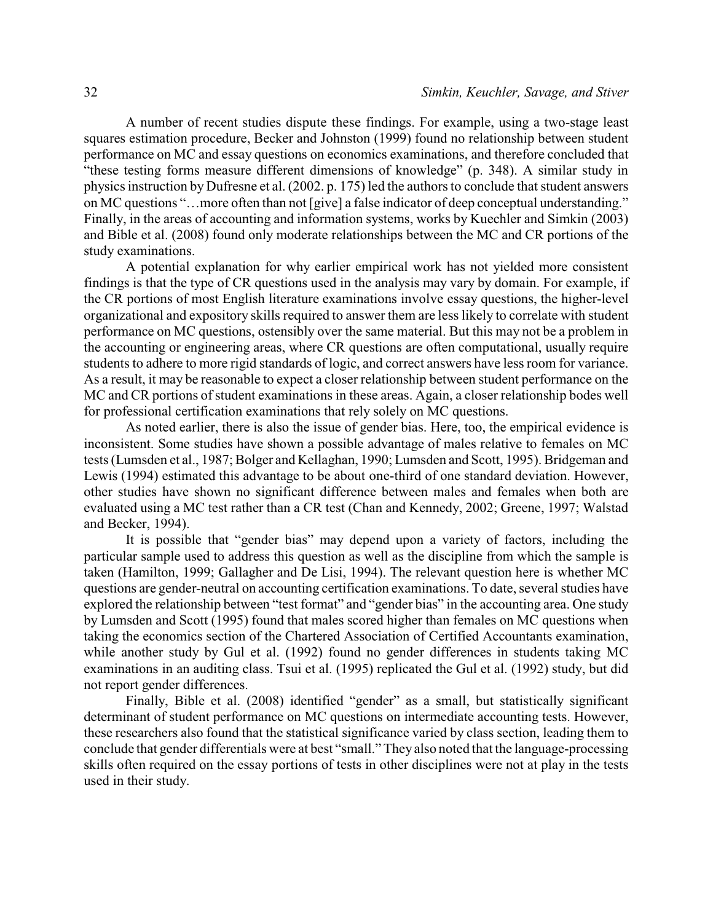A number of recent studies dispute these findings. For example, using a two-stage least squares estimation procedure, Becker and Johnston (1999) found no relationship between student performance on MC and essay questions on economics examinations, and therefore concluded that "these testing forms measure different dimensions of knowledge" (p. 348). A similar study in physics instruction by Dufresne et al. (2002. p. 175) led the authors to conclude that student answers on MC questions "…more often than not [give] a false indicator of deep conceptual understanding." Finally, in the areas of accounting and information systems, works by Kuechler and Simkin (2003) and Bible et al. (2008) found only moderate relationships between the MC and CR portions of the study examinations.

A potential explanation for why earlier empirical work has not yielded more consistent findings is that the type of CR questions used in the analysis may vary by domain. For example, if the CR portions of most English literature examinations involve essay questions, the higher-level organizational and expository skills required to answer them are less likely to correlate with student performance on MC questions, ostensibly over the same material. But this may not be a problem in the accounting or engineering areas, where CR questions are often computational, usually require students to adhere to more rigid standards of logic, and correct answers have less room for variance. As a result, it may be reasonable to expect a closer relationship between student performance on the MC and CR portions of student examinations in these areas. Again, a closer relationship bodes well for professional certification examinations that rely solely on MC questions.

As noted earlier, there is also the issue of gender bias. Here, too, the empirical evidence is inconsistent. Some studies have shown a possible advantage of males relative to females on MC tests (Lumsden et al., 1987; Bolger and Kellaghan, 1990; Lumsden and Scott, 1995). Bridgeman and Lewis (1994) estimated this advantage to be about one-third of one standard deviation. However, other studies have shown no significant difference between males and females when both are evaluated using a MC test rather than a CR test (Chan and Kennedy, 2002; Greene, 1997; Walstad and Becker, 1994).

It is possible that "gender bias" may depend upon a variety of factors, including the particular sample used to address this question as well as the discipline from which the sample is taken (Hamilton, 1999; Gallagher and De Lisi, 1994). The relevant question here is whether MC questions are gender-neutral on accounting certification examinations. To date, several studies have explored the relationship between "test format" and "gender bias" in the accounting area. One study by Lumsden and Scott (1995) found that males scored higher than females on MC questions when taking the economics section of the Chartered Association of Certified Accountants examination, while another study by Gul et al. (1992) found no gender differences in students taking MC examinations in an auditing class. Tsui et al. (1995) replicated the Gul et al. (1992) study, but did not report gender differences.

Finally, Bible et al. (2008) identified "gender" as a small, but statistically significant determinant of student performance on MC questions on intermediate accounting tests. However, these researchers also found that the statistical significance varied by class section, leading them to conclude that gender differentials were at best "small." They also noted that the language-processing skills often required on the essay portions of tests in other disciplines were not at play in the tests used in their study.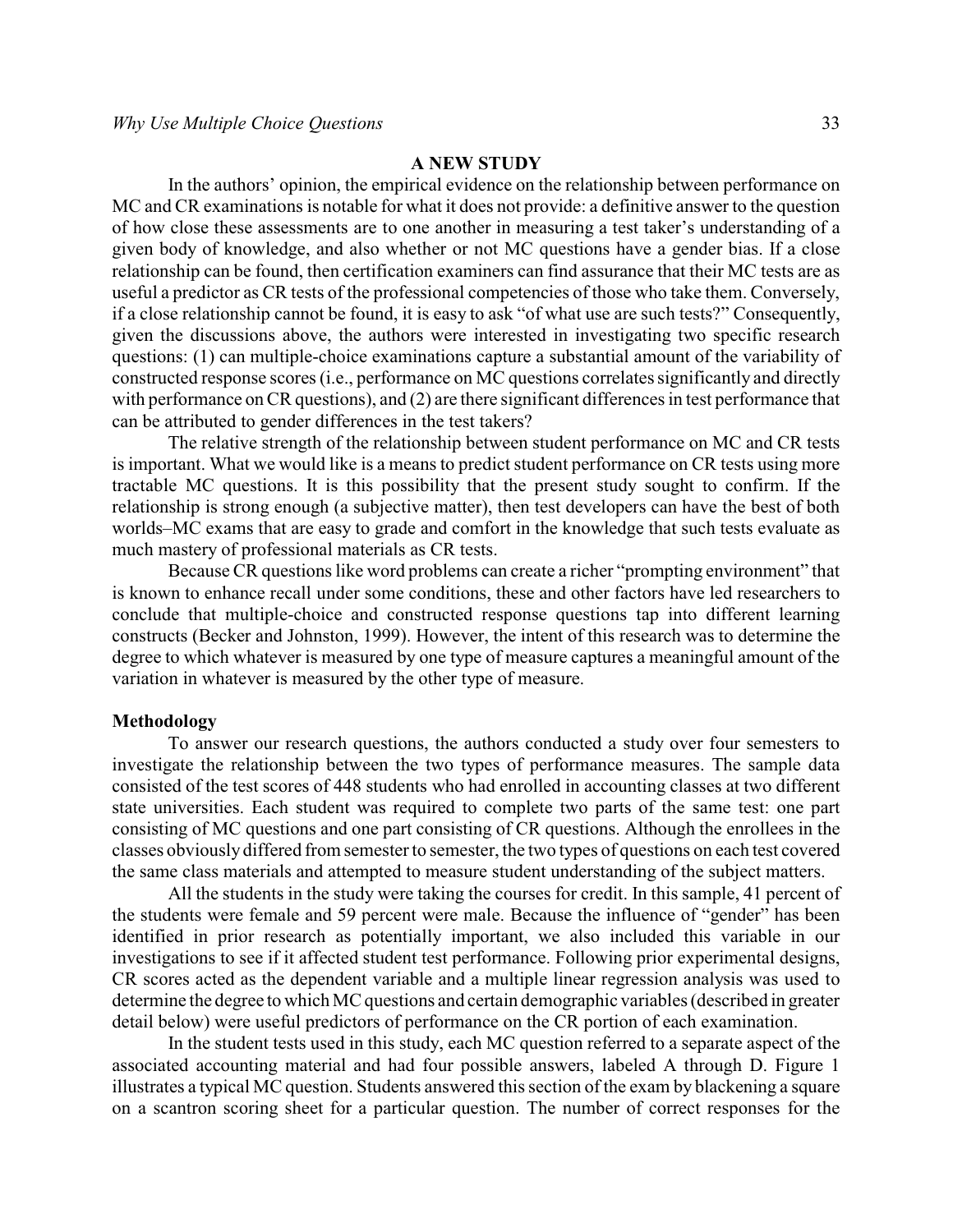## A NEW STUDY

In the authors' opinion, the empirical evidence on the relationship between performance on MC and CR examinations is notable for what it does not provide: a definitive answer to the question of how close these assessments are to one another in measuring a test taker's understanding of a given body of knowledge, and also whether or not MC questions have a gender bias. If a close relationship can be found, then certification examiners can find assurance that their MC tests are as useful a predictor as CR tests of the professional competencies of those who take them. Conversely, if a close relationship cannot be found, it is easy to ask "of what use are such tests?" Consequently, given the discussions above, the authors were interested in investigating two specific research questions: (1) can multiple-choice examinations capture a substantial amount of the variability of constructed response scores (i.e., performance on MC questions correlates significantly and directly with performance on CR questions), and (2) are there significant differences in test performance that can be attributed to gender differences in the test takers?

The relative strength of the relationship between student performance on MC and CR tests is important. What we would like is a means to predict student performance on CR tests using more tractable MC questions. It is this possibility that the present study sought to confirm. If the relationship is strong enough (a subjective matter), then test developers can have the best of both worlds–MC exams that are easy to grade and comfort in the knowledge that such tests evaluate as much mastery of professional materials as CR tests.

Because CR questions like word problems can create a richer "prompting environment" that is known to enhance recall under some conditions, these and other factors have led researchers to conclude that multiple-choice and constructed response questions tap into different learning constructs (Becker and Johnston, 1999). However, the intent of this research was to determine the degree to which whatever is measured by one type of measure captures a meaningful amount of the variation in whatever is measured by the other type of measure.

### Methodology

To answer our research questions, the authors conducted a study over four semesters to investigate the relationship between the two types of performance measures. The sample data consisted of the test scores of 448 students who had enrolled in accounting classes at two different state universities. Each student was required to complete two parts of the same test: one part consisting of MC questions and one part consisting of CR questions. Although the enrollees in the classes obviously differed from semester to semester, the two types of questions on each test covered the same class materials and attempted to measure student understanding of the subject matters.

All the students in the study were taking the courses for credit. In this sample, 41 percent of the students were female and 59 percent were male. Because the influence of "gender" has been identified in prior research as potentially important, we also included this variable in our investigations to see if it affected student test performance. Following prior experimental designs, CR scores acted as the dependent variable and a multiple linear regression analysis was used to determine the degree to which MC questions and certain demographic variables (described in greater detail below) were useful predictors of performance on the CR portion of each examination.

In the student tests used in this study, each MC question referred to a separate aspect of the associated accounting material and had four possible answers, labeled A through D. Figure 1 illustrates a typical MC question. Students answered this section of the exam by blackening a square on a scantron scoring sheet for a particular question. The number of correct responses for the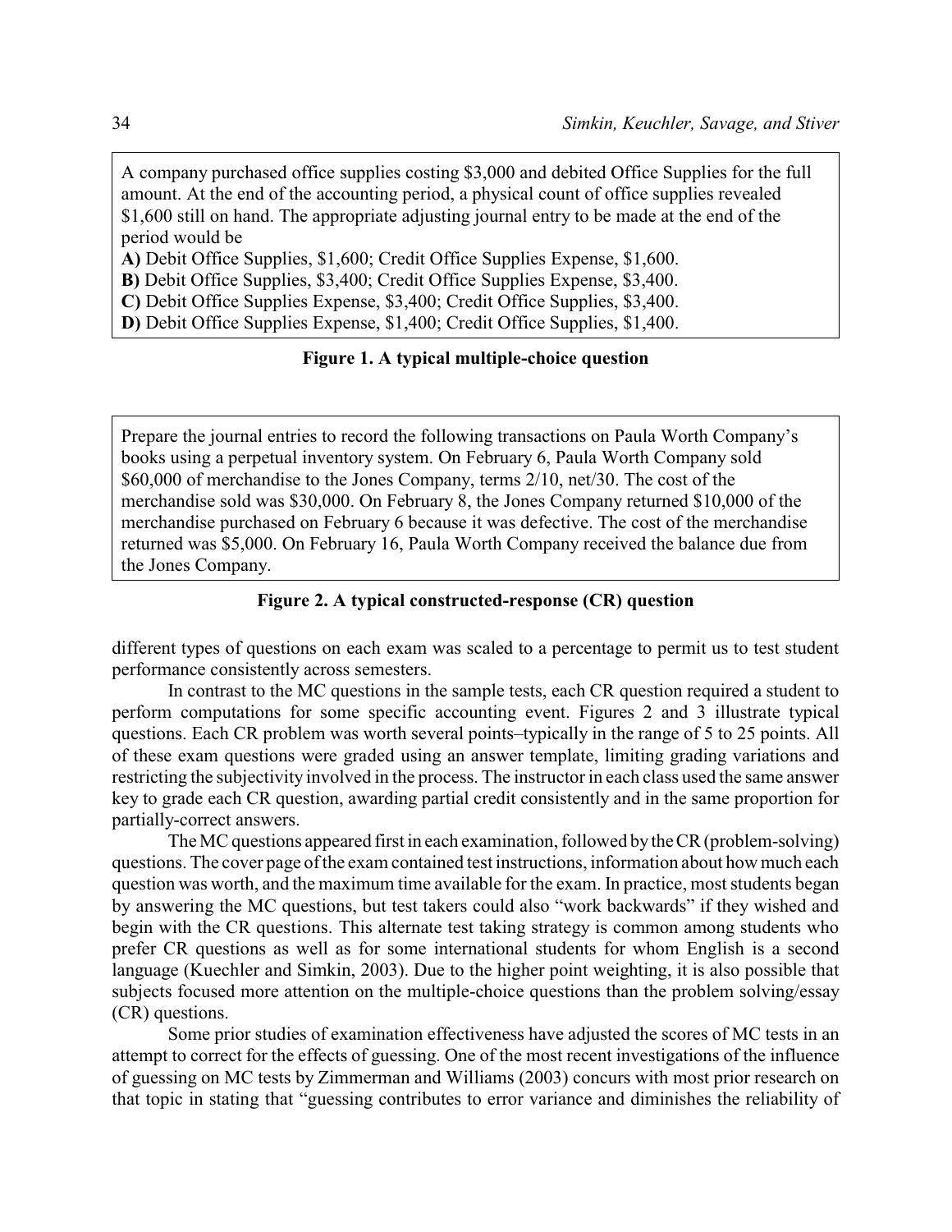A company purchased office supplies costing $3,000 and debited Office Supplies for the full amount. At the end of the accounting period, a physical count of office supplies revealed $1,600 still on hand. The appropriate adjusting journal entry to be made at the end of the period would be

**A)** Debit Office Supplies, $1,600; Credit Office Supplies Expense, $1,600.  
**B)** Debit Office Supplies, $3,400; Credit Office Supplies Expense, $3,400.  
**C)** Debit Office Supplies Expense, $3,400; Credit Office Supplies, $3,400.  
**D)** Debit Office Supplies Expense, $1,400; Credit Office Supplies, $1,400.

**Figure 1. A typical multiple-choice question**

Prepare the journal entries to record the following transactions on Paula Worth Company's books using a perpetual inventory system. On February 6, Paula Worth Company sold $60,000 of merchandise to the Jones Company, terms 2/10, net/30. The cost of the merchandise sold was $30,000. On February 8, the Jones Company returned $10,000 of the merchandise purchased on February 6 because it was defective. The cost of the merchandise returned was $5,000. On February 16, Paula Worth Company received the balance due from the Jones Company.

**Figure 2. A typical constructed-response (CR) question**

different types of questions on each exam was scaled to a percentage to permit us to test student performance consistently across semesters.

In contrast to the MC questions in the sample tests, each CR question required a student to perform computations for some specific accounting event. Figures 2 and 3 illustrate typical questions. Each CR problem was worth several points–typically in the range of 5 to 25 points. All of these exam questions were graded using an answer template, limiting grading variations and restricting the subjectivity involved in the process. The instructor in each class used the same answer key to grade each CR question, awarding partial credit consistently and in the same proportion for partially-correct answers.

The MC questions appeared first in each examination, followed by the CR (problem-solving) questions. The cover page of the exam contained test instructions, information about how much each question was worth, and the maximum time available for the exam. In practice, most students began by answering the MC questions, but test takers could also "work backwards" if they wished and begin with the CR questions. This alternate test taking strategy is common among students who prefer CR questions as well as for some international students for whom English is a second language (Kuechler and Simkin, 2003). Due to the higher point weighting, it is also possible that subjects focused more attention on the multiple-choice questions than the problem solving/essay (CR) questions.

Some prior studies of examination effectiveness have adjusted the scores of MC tests in an attempt to correct for the effects of guessing. One of the most recent investigations of the influence of guessing on MC tests by Zimmerman and Williams (2003) concurs with most prior research on that topic in stating that "guessing contributes to error variance and diminishes the reliability of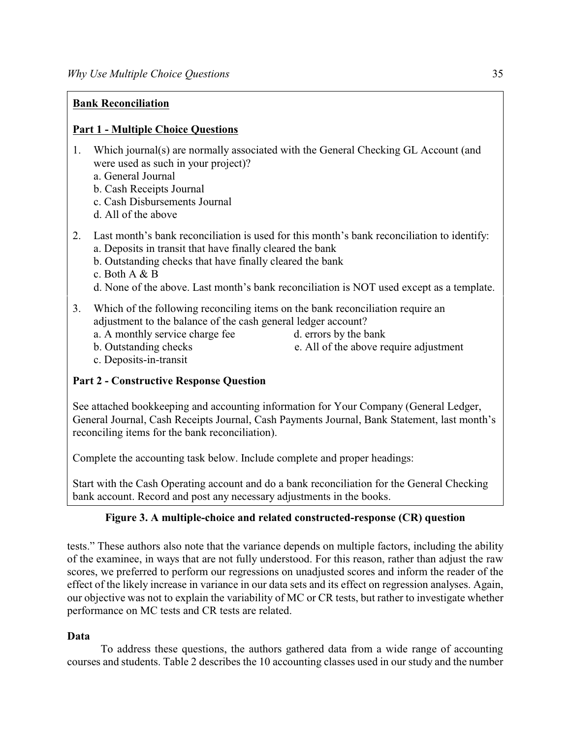**Bank Reconciliation**

**Part 1 - Multiple Choice Questions**

1. Which journal(s) are normally associated with the General Checking GL Account (and were used as such in your project)?
   a. General Journal
   b. Cash Receipts Journal
   c. Cash Disbursements Journal
   d. All of the above

2. Last month's bank reconciliation is used for this month's bank reconciliation to identify:
   a. Deposits in transit that have finally cleared the bank
   b. Outstanding checks that have finally cleared the bank
   c. Both A & B
   d. None of the above. Last month's bank reconciliation is NOT used except as a template.

3. Which of the following reconciling items on the bank reconciliation require an adjustment to the balance of the cash general ledger account?
   a. A monthly service charge fee
   b. Outstanding checks
   c. Deposits-in-transit
   d. errors by the bank
   e. All of the above require adjustment

**Part 2 - Constructive Response Question**

See attached bookkeeping and accounting information for Your Company (General Ledger, General Journal, Cash Receipts Journal, Cash Payments Journal, Bank Statement, last month's reconciling items for the bank reconciliation).

Complete the accounting task below. Include complete and proper headings:

Start with the Cash Operating account and do a bank reconciliation for the General Checking bank account. Record and post any necessary adjustments in the books.

**Figure 3. A multiple-choice and related constructed-response (CR) question**

tests." These authors also note that the variance depends on multiple factors, including the ability of the examinee, in ways that are not fully understood. For this reason, rather than adjust the raw scores, we preferred to perform our regressions on unadjusted scores and inform the reader of the effect of the likely increase in variance in our data sets and its effect on regression analyses. Again, our objective was not to explain the variability of MC or CR tests, but rather to investigate whether performance on MC tests and CR tests are related.

**Data**

To address these questions, the authors gathered data from a wide range of accounting courses and students. Table 2 describes the 10 accounting classes used in our study and the number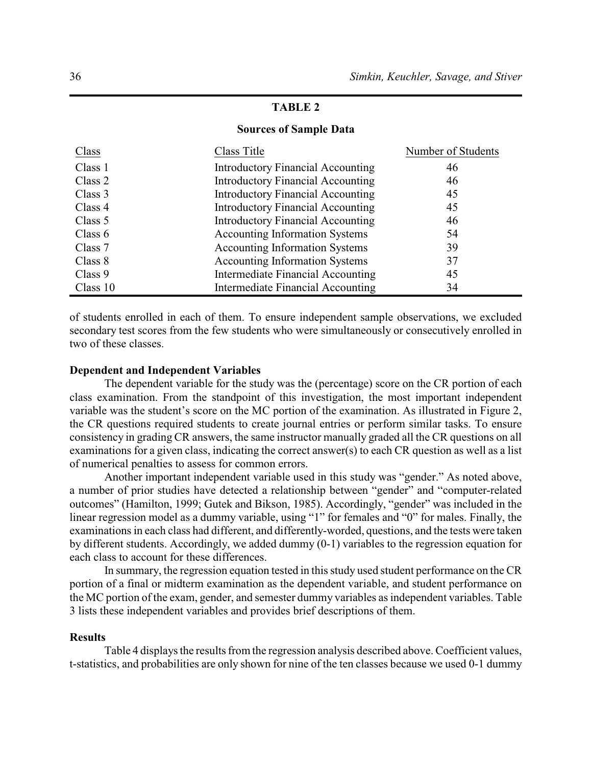**TABLE 2**

**Sources of Sample Data**

| Class | Class Title | Number of Students |
|---|---|---|
| Class 1 | Introductory Financial Accounting | 46 |
| Class 2 | Introductory Financial Accounting | 46 |
| Class 3 | Introductory Financial Accounting | 45 |
| Class 4 | Introductory Financial Accounting | 45 |
| Class 5 | Introductory Financial Accounting | 46 |
| Class 6 | Accounting Information Systems | 54 |
| Class 7 | Accounting Information Systems | 39 |
| Class 8 | Accounting Information Systems | 37 |
| Class 9 | Intermediate Financial Accounting | 45 |
| Class 10 | Intermediate Financial Accounting | 34 |

of students enrolled in each of them. To ensure independent sample observations, we excluded secondary test scores from the few students who were simultaneously or consecutively enrolled in two of these classes.

### Dependent and Independent Variables

The dependent variable for the study was the (percentage) score on the CR portion of each class examination. From the standpoint of this investigation, the most important independent variable was the student's score on the MC portion of the examination. As illustrated in Figure 2, the CR questions required students to create journal entries or perform similar tasks. To ensure consistency in grading CR answers, the same instructor manually graded all the CR questions on all examinations for a given class, indicating the correct answer(s) to each CR question as well as a list of numerical penalties to assess for common errors.

Another important independent variable used in this study was "gender." As noted above, a number of prior studies have detected a relationship between "gender" and "computer-related outcomes" (Hamilton, 1999; Gutek and Bikson, 1985). Accordingly, "gender" was included in the linear regression model as a dummy variable, using "1" for females and "0" for males. Finally, the examinations in each class had different, and differently-worded, questions, and the tests were taken by different students. Accordingly, we added dummy (0-1) variables to the regression equation for each class to account for these differences.

In summary, the regression equation tested in this study used student performance on the CR portion of a final or midterm examination as the dependent variable, and student performance on the MC portion of the exam, gender, and semester dummy variables as independent variables. Table 3 lists these independent variables and provides brief descriptions of them.

### Results

Table 4 displays the results from the regression analysis described above. Coefficient values, t-statistics, and probabilities are only shown for nine of the ten classes because we used 0-1 dummy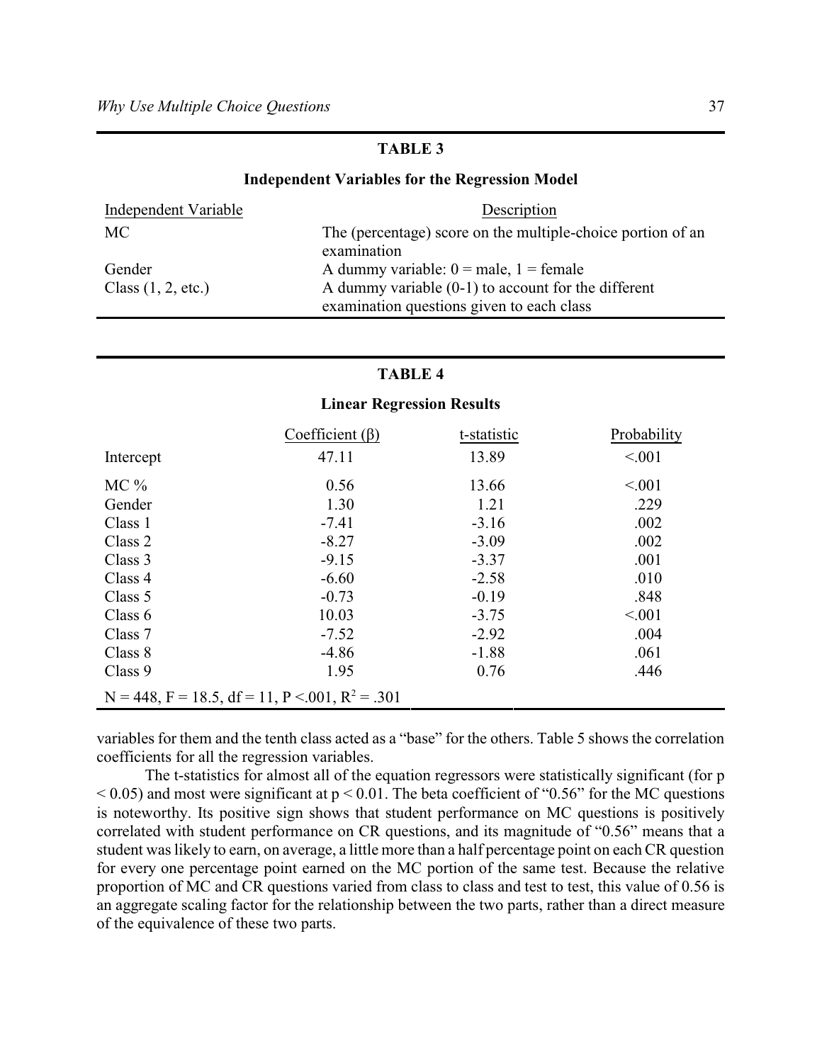**TABLE 3**

**Independent Variables for the Regression Model**

| Independent Variable | Description |
|---|---|
| MC | The (percentage) score on the multiple-choice portion of an examination |
| Gender | A dummy variable: 0 = male, 1 = female |
| Class (1, 2, etc.) | A dummy variable (0-1) to account for the different examination questions given to each class |

**TABLE 4**

**Linear Regression Results**

| | Coefficient (β) | t-statistic | Probability |
|---|---|---|---|
| Intercept | 47.11 | 13.89 | <.001 |
| MC % | 0.56 | 13.66 | <.001 |
| Gender | 1.30 | 1.21 | .229 |
| Class 1 | -7.41 | -3.16 | .002 |
| Class 2 | -8.27 | -3.09 | .002 |
| Class 3 | -9.15 | -3.37 | .001 |
| Class 4 | -6.60 | -2.58 | .010 |
| Class 5 | -0.73 | -0.19 | .848 |
| Class 6 | 10.03 | -3.75 | <.001 |
| Class 7 | -7.52 | -2.92 | .004 |
| Class 8 | -4.86 | -1.88 | .061 |
| Class 9 | 1.95 | 0.76 | .446 |

N = 448, F = 18.5, df = 11, P <.001, $R^2$ = .301

variables for them and the tenth class acted as a "base" for the others. Table 5 shows the correlation coefficients for all the regression variables.

The t-statistics for almost all of the equation regressors were statistically significant (for $p < 0.05$) and most were significant at $p < 0.01$. The beta coefficient of "0.56" for the MC questions is noteworthy. Its positive sign shows that student performance on MC questions is positively correlated with student performance on CR questions, and its magnitude of "0.56" means that a student was likely to earn, on average, a little more than a half percentage point on each CR question for every one percentage point earned on the MC portion of the same test. Because the relative proportion of MC and CR questions varied from class to class and test to test, this value of 0.56 is an aggregate scaling factor for the relationship between the two parts, rather than a direct measure of the equivalence of these two parts.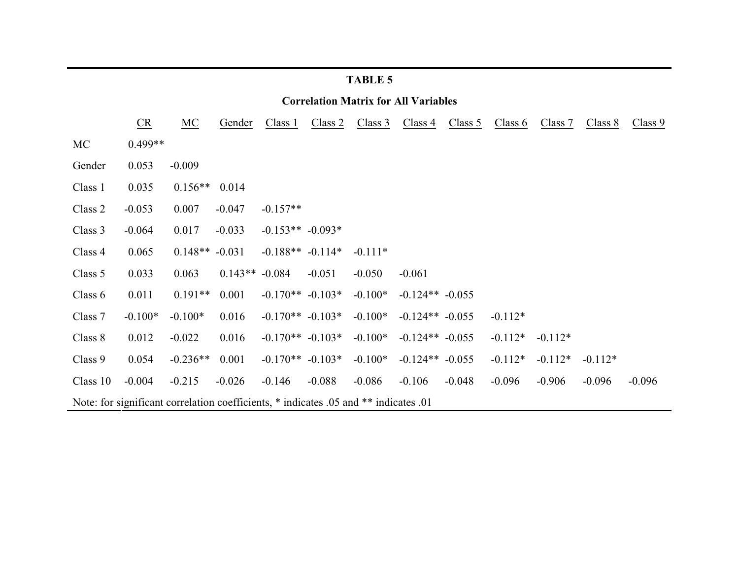**TABLE 5**

**Correlation Matrix for All Variables**

| | CR | MC | Gender | Class 1 | Class 2 | Class 3 | Class 4 | Class 5 | Class 6 | Class 7 | Class 8 | Class 9 |
|---|---|---|---|---|---|---|---|---|---|---|---|---|
| MC | 0.499** | | | | | | | | | | | |
| Gender | 0.053 | -0.009 | | | | | | | | | | |
| Class 1 | 0.035 | 0.156** | 0.014 | | | | | | | | | |
| Class 2 | -0.053 | 0.007 | -0.047 | -0.157** | | | | | | | | |
| Class 3 | -0.064 | 0.017 | -0.033 | -0.153** | -0.093* | | | | | | | |
| Class 4 | 0.065 | 0.148** | -0.031 | -0.188** | -0.114* | -0.111* | | | | | | |
| Class 5 | 0.033 | 0.063 | 0.143** | -0.084 | -0.051 | -0.050 | -0.061 | | | | | |
| Class 6 | 0.011 | 0.191** | 0.001 | -0.170** | -0.103* | -0.100* | -0.124** | -0.055 | | | | |
| Class 7 | -0.100* | -0.100* | 0.016 | -0.170** | -0.103* | -0.100* | -0.124** | -0.055 | -0.112* | | | |
| Class 8 | 0.012 | -0.022 | 0.016 | -0.170** | -0.103* | -0.100* | -0.124** | -0.055 | -0.112* | -0.112* | | |
| Class 9 | 0.054 | -0.236** | 0.001 | -0.170** | -0.103* | -0.100* | -0.124** | -0.055 | -0.112* | -0.112* | -0.112* | |
| Class 10 | -0.004 | -0.215 | -0.026 | -0.146 | -0.088 | -0.086 | -0.106 | -0.048 | -0.096 | -0.906 | -0.096 | -0.096 |

Note: for significant correlation coefficients, * indicates .05 and ** indicates .01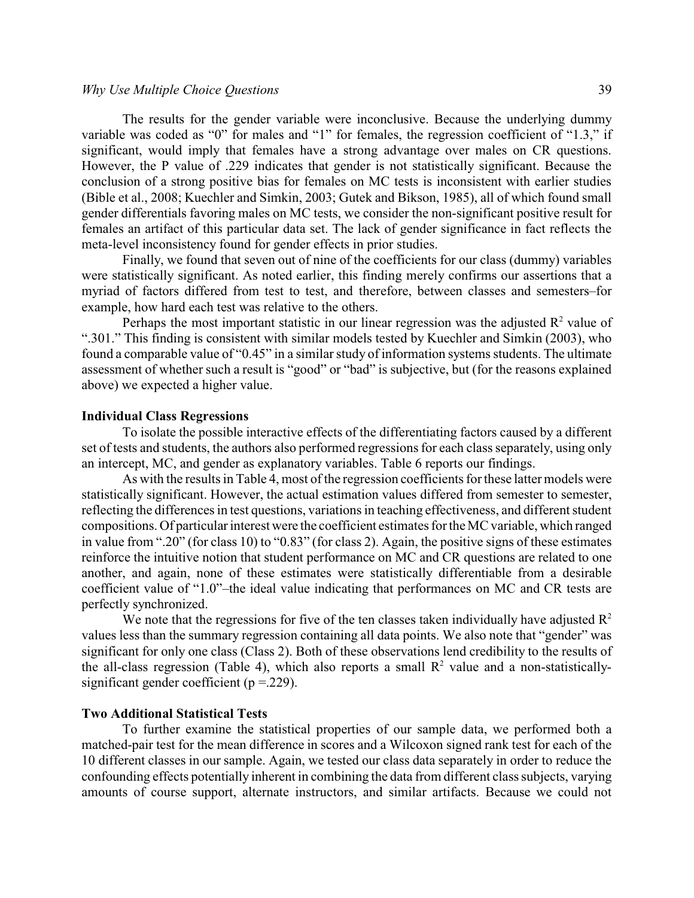The results for the gender variable were inconclusive. Because the underlying dummy variable was coded as "0" for males and "1" for females, the regression coefficient of "1.3," if significant, would imply that females have a strong advantage over males on CR questions. However, the P value of .229 indicates that gender is not statistically significant. Because the conclusion of a strong positive bias for females on MC tests is inconsistent with earlier studies (Bible et al., 2008; Kuechler and Simkin, 2003; Gutek and Bikson, 1985), all of which found small gender differentials favoring males on MC tests, we consider the non-significant positive result for females an artifact of this particular data set. The lack of gender significance in fact reflects the meta-level inconsistency found for gender effects in prior studies.

Finally, we found that seven out of nine of the coefficients for our class (dummy) variables were statistically significant. As noted earlier, this finding merely confirms our assertions that a myriad of factors differed from test to test, and therefore, between classes and semesters–for example, how hard each test was relative to the others.

Perhaps the most important statistic in our linear regression was the adjusted $R^2$ value of ".301." This finding is consistent with similar models tested by Kuechler and Simkin (2003), who found a comparable value of "0.45" in a similar study of information systems students. The ultimate assessment of whether such a result is "good" or "bad" is subjective, but (for the reasons explained above) we expected a higher value.

**Individual Class Regressions**

To isolate the possible interactive effects of the differentiating factors caused by a different set of tests and students, the authors also performed regressions for each class separately, using only an intercept, MC, and gender as explanatory variables. Table 6 reports our findings.

As with the results in Table 4, most of the regression coefficients for these latter models were statistically significant. However, the actual estimation values differed from semester to semester, reflecting the differences in test questions, variations in teaching effectiveness, and different student compositions. Of particular interest were the coefficient estimates for the MC variable, which ranged in value from ".20" (for class 10) to "0.83" (for class 2). Again, the positive signs of these estimates reinforce the intuitive notion that student performance on MC and CR questions are related to one another, and again, none of these estimates were statistically differentiable from a desirable coefficient value of "1.0"–the ideal value indicating that performances on MC and CR tests are perfectly synchronized.

We note that the regressions for five of the ten classes taken individually have adjusted $R^2$ values less than the summary regression containing all data points. We also note that "gender" was significant for only one class (Class 2). Both of these observations lend credibility to the results of the all-class regression (Table 4), which also reports a small $R^2$ value and a non-statistically-significant gender coefficient ($p = .229$).

**Two Additional Statistical Tests**

To further examine the statistical properties of our sample data, we performed both a matched-pair test for the mean difference in scores and a Wilcoxon signed rank test for each of the 10 different classes in our sample. Again, we tested our class data separately in order to reduce the confounding effects potentially inherent in combining the data from different class subjects, varying amounts of course support, alternate instructors, and similar artifacts. Because we could not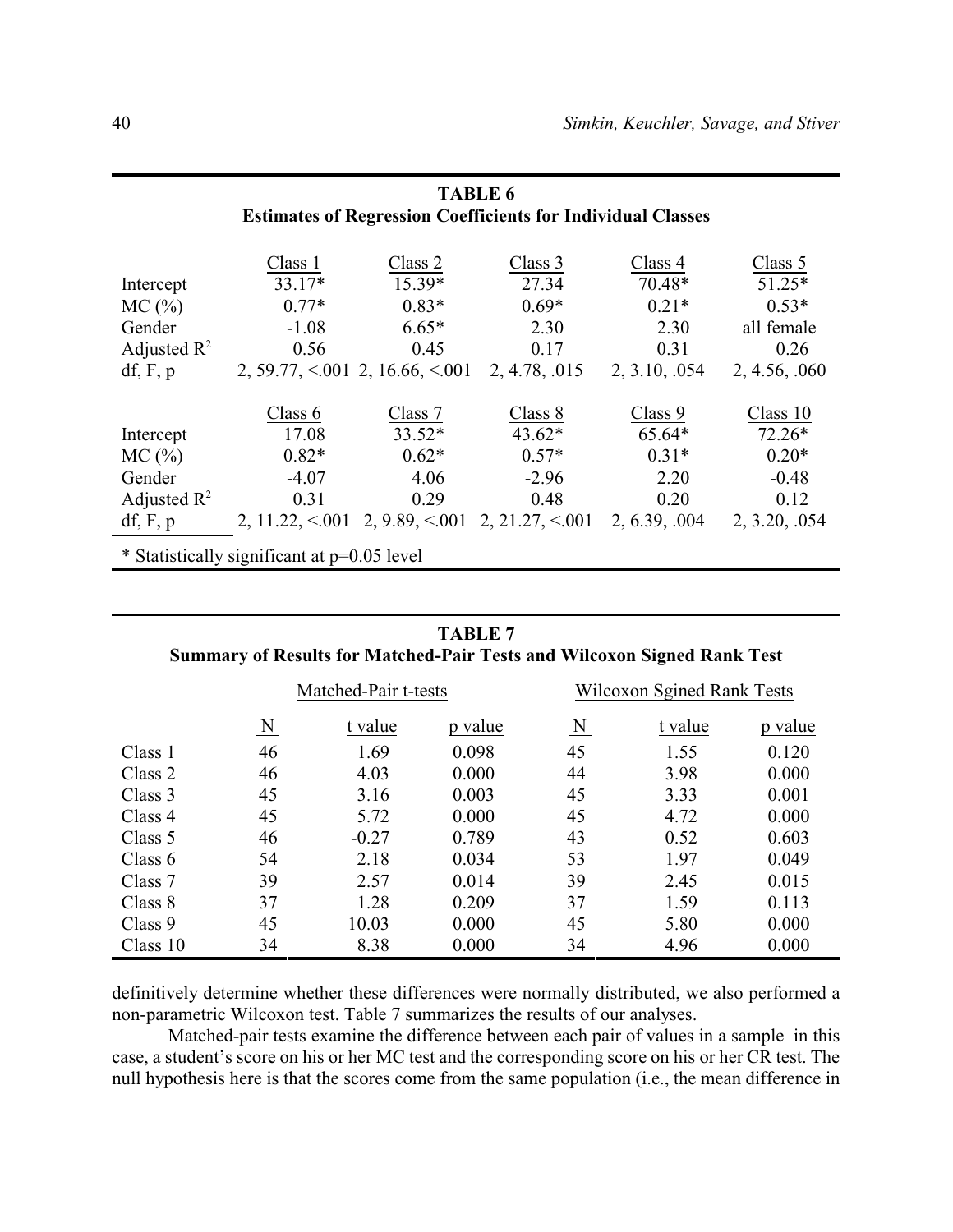**TABLE 6**
**Estimates of Regression Coefficients for Individual Classes**

| | Class 1 | Class 2 | Class 3 | Class 4 | Class 5 |
|---|---|---|---|---|---|
| Intercept | 33.17* | 15.39* | 27.34 | 70.48* | 51.25* |
| MC (%) | 0.77* | 0.83* | 0.69* | 0.21* | 0.53* |
| Gender | -1.08 | 6.65* | 2.30 | 2.30 | all female |
| Adjusted $R^2$ | 0.56 | 0.45 | 0.17 | 0.31 | 0.26 |
| df, F, p | 2, 59.77, <.001 | 2, 16.66, <.001 | 2, 4.78, .015 | 2, 3.10, .054 | 2, 4.56, .060 |

| | Class 6 | Class 7 | Class 8 | Class 9 | Class 10 |
|---|---|---|---|---|---|
| Intercept | 17.08 | 33.52* | 43.62* | 65.64* | 72.26* |
| MC (%) | 0.82* | 0.62* | 0.57* | 0.31* | 0.20* |
| Gender | -4.07 | 4.06 | -2.96 | 2.20 | -0.48 |
| Adjusted $R^2$ | 0.31 | 0.29 | 0.48 | 0.20 | 0.12 |
| df, F, p | 2, 11.22, <.001 | 2, 9.89, <.001 | 2, 21.27, <.001 | 2, 6.39, .004 | 2, 3.20, .054 |

* Statistically significant at p=0.05 level

**TABLE 7**
**Summary of Results for Matched-Pair Tests and Wilcoxon Signed Rank Test**

| | Matched-Pair t-tests | | | Wilcoxon Sgined Rank Tests | | |
|---|---|---|---|---|---|---|
| | N | t value | p value | N | t value | p value |
| Class 1 | 46 | 1.69 | 0.098 | 45 | 1.55 | 0.120 |
| Class 2 | 46 | 4.03 | 0.000 | 44 | 3.98 | 0.000 |
| Class 3 | 45 | 3.16 | 0.003 | 45 | 3.33 | 0.001 |
| Class 4 | 45 | 5.72 | 0.000 | 45 | 4.72 | 0.000 |
| Class 5 | 46 | -0.27 | 0.789 | 43 | 0.52 | 0.603 |
| Class 6 | 54 | 2.18 | 0.034 | 53 | 1.97 | 0.049 |
| Class 7 | 39 | 2.57 | 0.014 | 39 | 2.45 | 0.015 |
| Class 8 | 37 | 1.28 | 0.209 | 37 | 1.59 | 0.113 |
| Class 9 | 45 | 10.03 | 0.000 | 45 | 5.80 | 0.000 |
| Class 10 | 34 | 8.38 | 0.000 | 34 | 4.96 | 0.000 |

definitively determine whether these differences were normally distributed, we also performed a non-parametric Wilcoxon test. Table 7 summarizes the results of our analyses.

Matched-pair tests examine the difference between each pair of values in a sample–in this case, a student's score on his or her MC test and the corresponding score on his or her CR test. The null hypothesis here is that the scores come from the same population (i.e., the mean difference in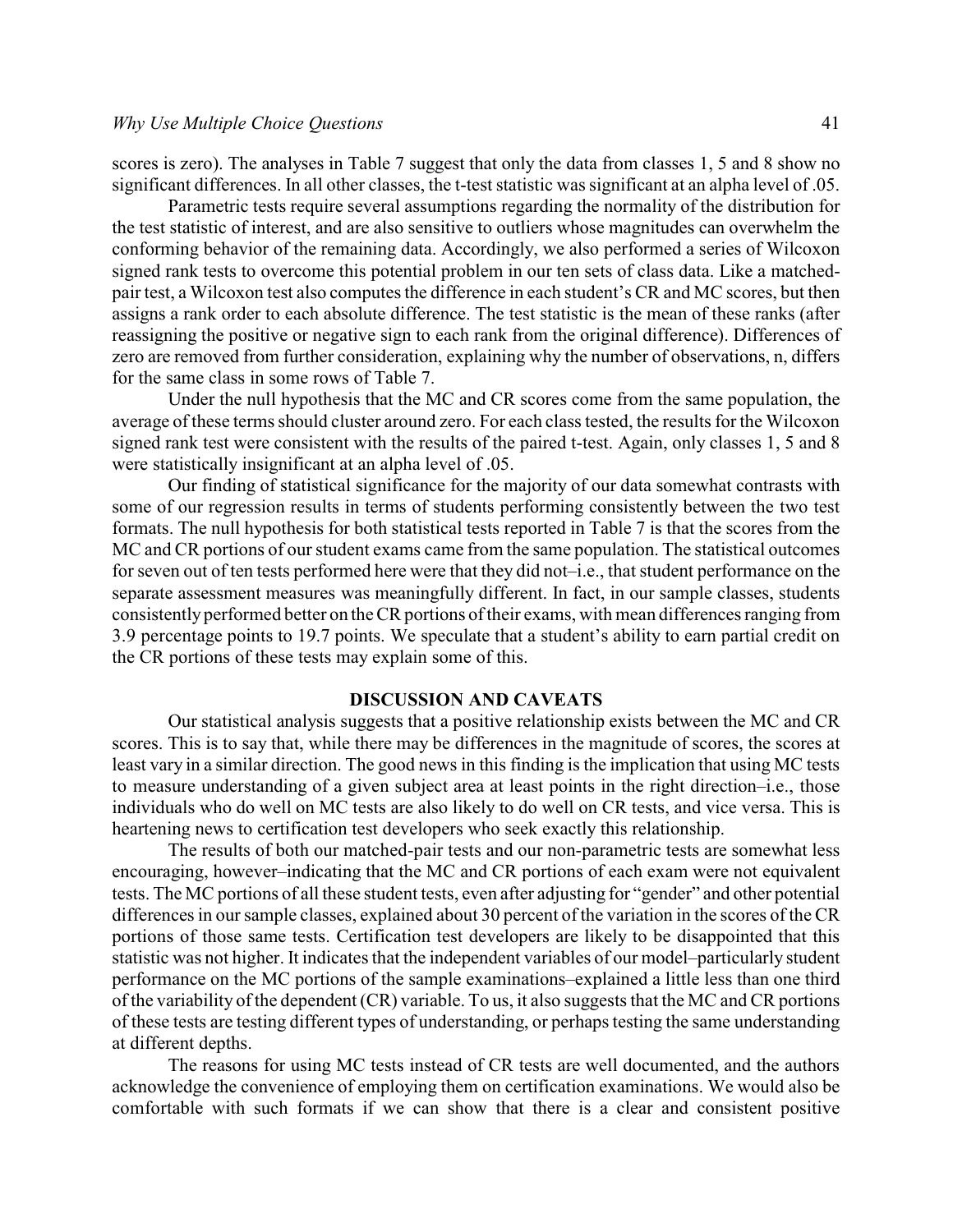scores is zero). The analyses in Table 7 suggest that only the data from classes 1, 5 and 8 show no significant differences. In all other classes, the t-test statistic was significant at an alpha level of .05.

Parametric tests require several assumptions regarding the normality of the distribution for the test statistic of interest, and are also sensitive to outliers whose magnitudes can overwhelm the conforming behavior of the remaining data. Accordingly, we also performed a series of Wilcoxon signed rank tests to overcome this potential problem in our ten sets of class data. Like a matched-pair test, a Wilcoxon test also computes the difference in each student's CR and MC scores, but then assigns a rank order to each absolute difference. The test statistic is the mean of these ranks (after reassigning the positive or negative sign to each rank from the original difference). Differences of zero are removed from further consideration, explaining why the number of observations, n, differs for the same class in some rows of Table 7.

Under the null hypothesis that the MC and CR scores come from the same population, the average of these terms should cluster around zero. For each class tested, the results for the Wilcoxon signed rank test were consistent with the results of the paired t-test. Again, only classes 1, 5 and 8 were statistically insignificant at an alpha level of .05.

Our finding of statistical significance for the majority of our data somewhat contrasts with some of our regression results in terms of students performing consistently between the two test formats. The null hypothesis for both statistical tests reported in Table 7 is that the scores from the MC and CR portions of our student exams came from the same population. The statistical outcomes for seven out of ten tests performed here were that they did not–i.e., that student performance on the separate assessment measures was meaningfully different. In fact, in our sample classes, students consistently performed better on the CR portions of their exams, with mean differences ranging from 3.9 percentage points to 19.7 points. We speculate that a student's ability to earn partial credit on the CR portions of these tests may explain some of this.

## DISCUSSION AND CAVEATS

Our statistical analysis suggests that a positive relationship exists between the MC and CR scores. This is to say that, while there may be differences in the magnitude of scores, the scores at least vary in a similar direction. The good news in this finding is the implication that using MC tests to measure understanding of a given subject area at least points in the right direction–i.e., those individuals who do well on MC tests are also likely to do well on CR tests, and vice versa. This is heartening news to certification test developers who seek exactly this relationship.

The results of both our matched-pair tests and our non-parametric tests are somewhat less encouraging, however–indicating that the MC and CR portions of each exam were not equivalent tests. The MC portions of all these student tests, even after adjusting for "gender" and other potential differences in our sample classes, explained about 30 percent of the variation in the scores of the CR portions of those same tests. Certification test developers are likely to be disappointed that this statistic was not higher. It indicates that the independent variables of our model–particularly student performance on the MC portions of the sample examinations–explained a little less than one third of the variability of the dependent (CR) variable. To us, it also suggests that the MC and CR portions of these tests are testing different types of understanding, or perhaps testing the same understanding at different depths.

The reasons for using MC tests instead of CR tests are well documented, and the authors acknowledge the convenience of employing them on certification examinations. We would also be comfortable with such formats if we can show that there is a clear and consistent positive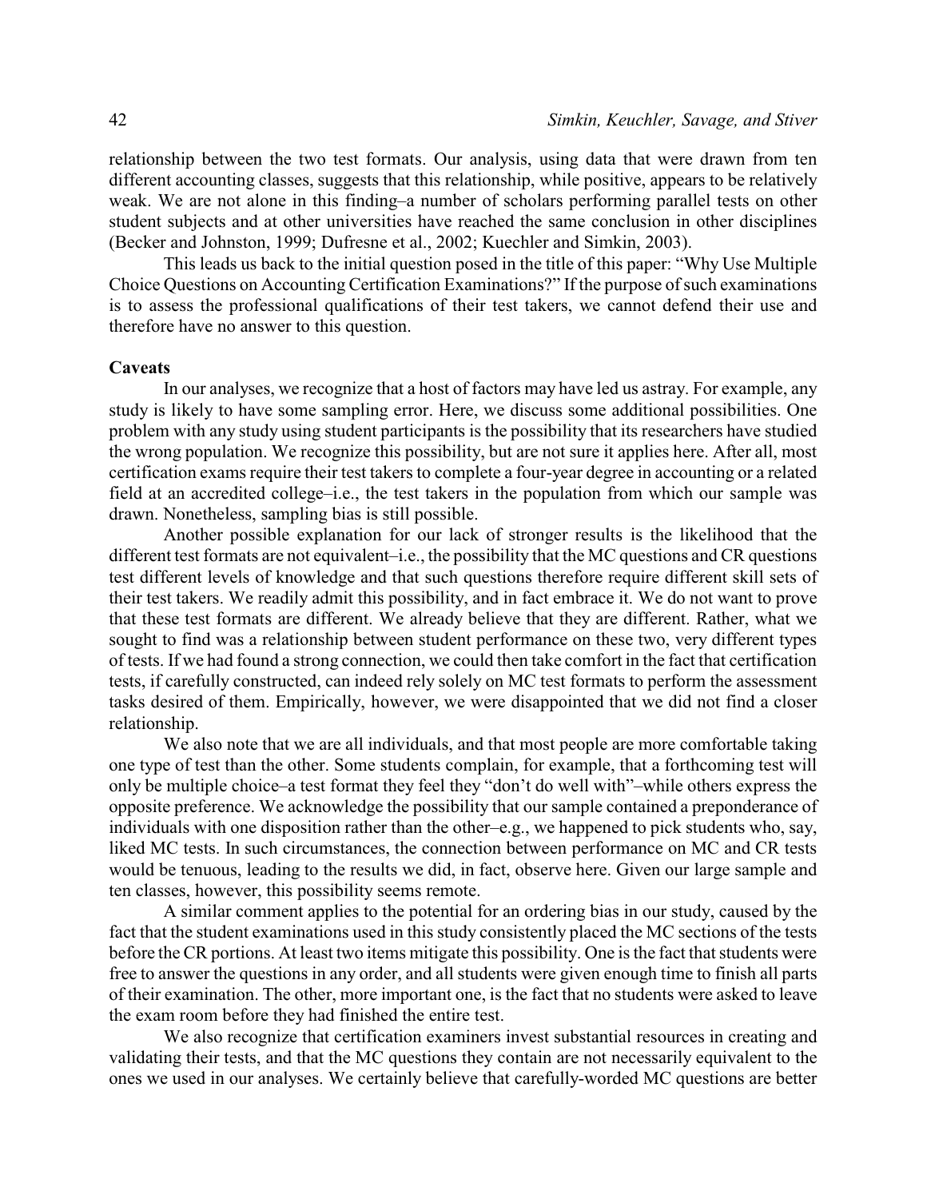relationship between the two test formats. Our analysis, using data that were drawn from ten different accounting classes, suggests that this relationship, while positive, appears to be relatively weak. We are not alone in this finding–a number of scholars performing parallel tests on other student subjects and at other universities have reached the same conclusion in other disciplines (Becker and Johnston, 1999; Dufresne et al., 2002; Kuechler and Simkin, 2003).

This leads us back to the initial question posed in the title of this paper: "Why Use Multiple Choice Questions on Accounting Certification Examinations?" If the purpose of such examinations is to assess the professional qualifications of their test takers, we cannot defend their use and therefore have no answer to this question.

### Caveats

In our analyses, we recognize that a host of factors may have led us astray. For example, any study is likely to have some sampling error. Here, we discuss some additional possibilities. One problem with any study using student participants is the possibility that its researchers have studied the wrong population. We recognize this possibility, but are not sure it applies here. After all, most certification exams require their test takers to complete a four-year degree in accounting or a related field at an accredited college–i.e., the test takers in the population from which our sample was drawn. Nonetheless, sampling bias is still possible.

Another possible explanation for our lack of stronger results is the likelihood that the different test formats are not equivalent–i.e., the possibility that the MC questions and CR questions test different levels of knowledge and that such questions therefore require different skill sets of their test takers. We readily admit this possibility, and in fact embrace it. We do not want to prove that these test formats are different. We already believe that they are different. Rather, what we sought to find was a relationship between student performance on these two, very different types of tests. If we had found a strong connection, we could then take comfort in the fact that certification tests, if carefully constructed, can indeed rely solely on MC test formats to perform the assessment tasks desired of them. Empirically, however, we were disappointed that we did not find a closer relationship.

We also note that we are all individuals, and that most people are more comfortable taking one type of test than the other. Some students complain, for example, that a forthcoming test will only be multiple choice–a test format they feel they "don't do well with"–while others express the opposite preference. We acknowledge the possibility that our sample contained a preponderance of individuals with one disposition rather than the other–e.g., we happened to pick students who, say, liked MC tests. In such circumstances, the connection between performance on MC and CR tests would be tenuous, leading to the results we did, in fact, observe here. Given our large sample and ten classes, however, this possibility seems remote.

A similar comment applies to the potential for an ordering bias in our study, caused by the fact that the student examinations used in this study consistently placed the MC sections of the tests before the CR portions. At least two items mitigate this possibility. One is the fact that students were free to answer the questions in any order, and all students were given enough time to finish all parts of their examination. The other, more important one, is the fact that no students were asked to leave the exam room before they had finished the entire test.

We also recognize that certification examiners invest substantial resources in creating and validating their tests, and that the MC questions they contain are not necessarily equivalent to the ones we used in our analyses. We certainly believe that carefully-worded MC questions are better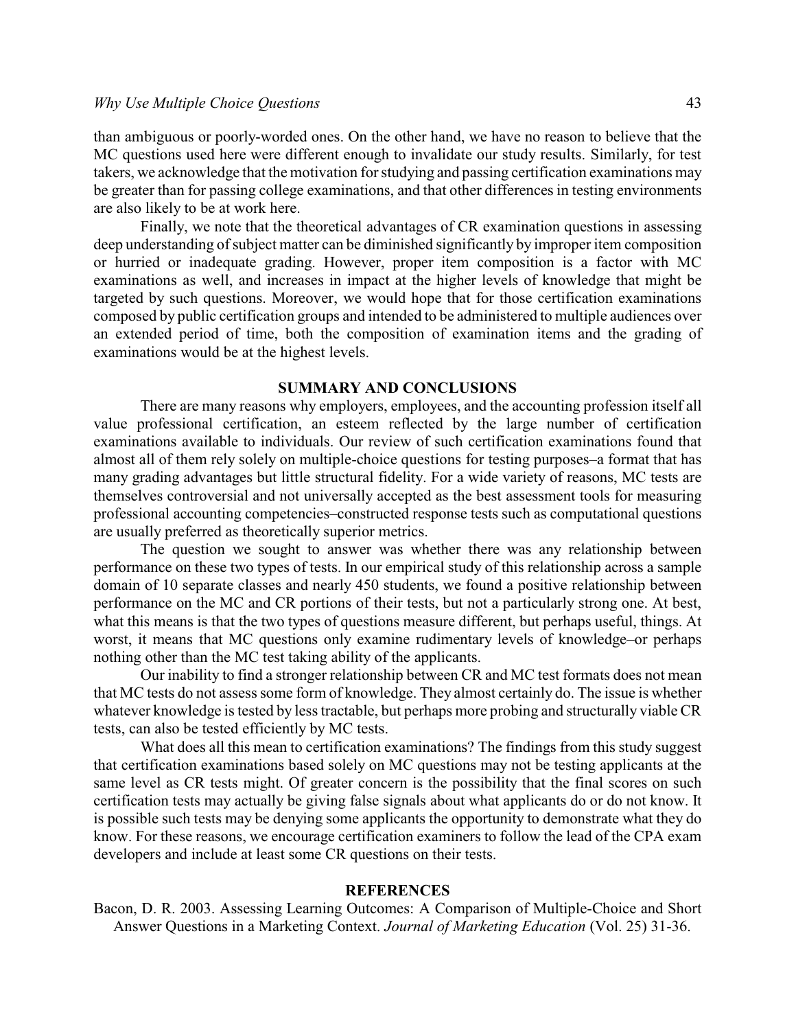than ambiguous or poorly-worded ones. On the other hand, we have no reason to believe that the MC questions used here were different enough to invalidate our study results. Similarly, for test takers, we acknowledge that the motivation for studying and passing certification examinations may be greater than for passing college examinations, and that other differences in testing environments are also likely to be at work here.

Finally, we note that the theoretical advantages of CR examination questions in assessing deep understanding of subject matter can be diminished significantly by improper item composition or hurried or inadequate grading. However, proper item composition is a factor with MC examinations as well, and increases in impact at the higher levels of knowledge that might be targeted by such questions. Moreover, we would hope that for those certification examinations composed by public certification groups and intended to be administered to multiple audiences over an extended period of time, both the composition of examination items and the grading of examinations would be at the highest levels.

## SUMMARY AND CONCLUSIONS

There are many reasons why employers, employees, and the accounting profession itself all value professional certification, an esteem reflected by the large number of certification examinations available to individuals. Our review of such certification examinations found that almost all of them rely solely on multiple-choice questions for testing purposes–a format that has many grading advantages but little structural fidelity. For a wide variety of reasons, MC tests are themselves controversial and not universally accepted as the best assessment tools for measuring professional accounting competencies–constructed response tests such as computational questions are usually preferred as theoretically superior metrics.

The question we sought to answer was whether there was any relationship between performance on these two types of tests. In our empirical study of this relationship across a sample domain of 10 separate classes and nearly 450 students, we found a positive relationship between performance on the MC and CR portions of their tests, but not a particularly strong one. At best, what this means is that the two types of questions measure different, but perhaps useful, things. At worst, it means that MC questions only examine rudimentary levels of knowledge–or perhaps nothing other than the MC test taking ability of the applicants.

Our inability to find a stronger relationship between CR and MC test formats does not mean that MC tests do not assess some form of knowledge. They almost certainly do. The issue is whether whatever knowledge is tested by less tractable, but perhaps more probing and structurally viable CR tests, can also be tested efficiently by MC tests.

What does all this mean to certification examinations? The findings from this study suggest that certification examinations based solely on MC questions may not be testing applicants at the same level as CR tests might. Of greater concern is the possibility that the final scores on such certification tests may actually be giving false signals about what applicants do or do not know. It is possible such tests may be denying some applicants the opportunity to demonstrate what they do know. For these reasons, we encourage certification examiners to follow the lead of the CPA exam developers and include at least some CR questions on their tests.

## REFERENCES

Bacon, D. R. 2003. Assessing Learning Outcomes: A Comparison of Multiple-Choice and Short Answer Questions in a Marketing Context. *Journal of Marketing Education* (Vol. 25) 31-36.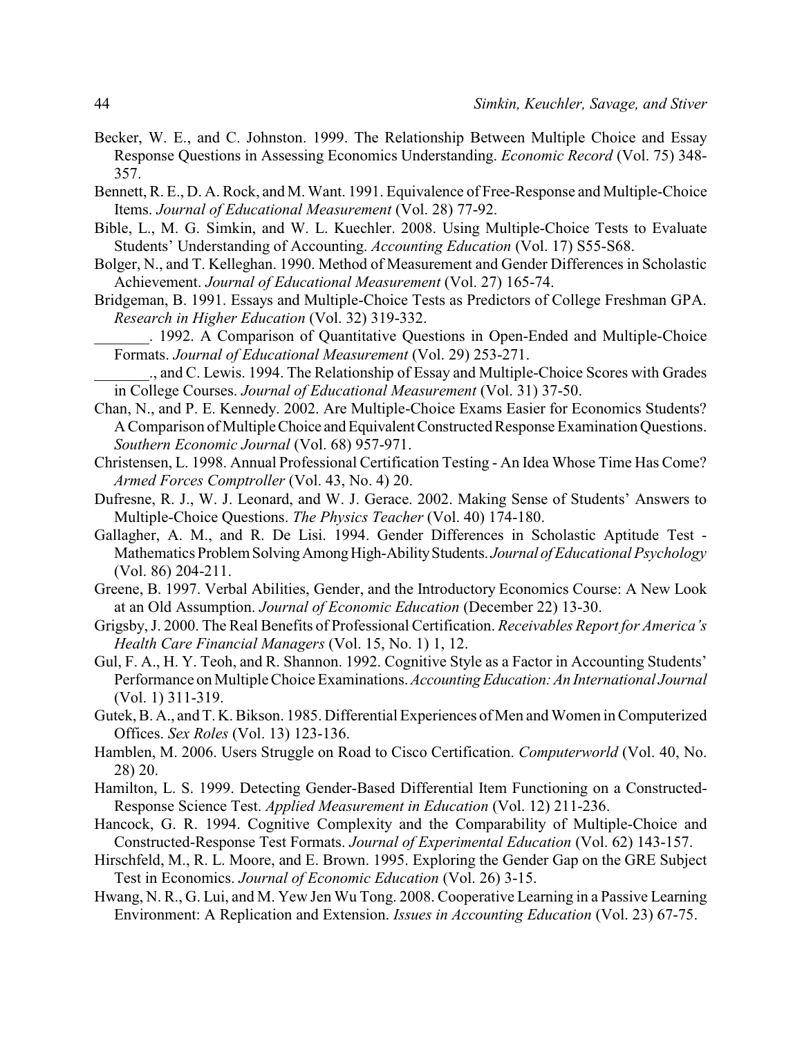Becker, W. E., and C. Johnston. 1999. The Relationship Between Multiple Choice and Essay Response Questions in Assessing Economics Understanding. *Economic Record* (Vol. 75) 348-357.

Bennett, R. E., D. A. Rock, and M. Want. 1991. Equivalence of Free-Response and Multiple-Choice Items. *Journal of Educational Measurement* (Vol. 28) 77-92.

Bible, L., M. G. Simkin, and W. L. Kuechler. 2008. Using Multiple-Choice Tests to Evaluate Students' Understanding of Accounting. *Accounting Education* (Vol. 17) S55-S68.

Bolger, N., and T. Kelleghan. 1990. Method of Measurement and Gender Differences in Scholastic Achievement. *Journal of Educational Measurement* (Vol. 27) 165-74.

Bridgeman, B. 1991. Essays and Multiple-Choice Tests as Predictors of College Freshman GPA. *Research in Higher Education* (Vol. 32) 319-332.

_______. 1992. A Comparison of Quantitative Questions in Open-Ended and Multiple-Choice Formats. *Journal of Educational Measurement* (Vol. 29) 253-271.

_______., and C. Lewis. 1994. The Relationship of Essay and Multiple-Choice Scores with Grades in College Courses. *Journal of Educational Measurement* (Vol. 31) 37-50.

Chan, N., and P. E. Kennedy. 2002. Are Multiple-Choice Exams Easier for Economics Students? A Comparison of Multiple Choice and Equivalent Constructed Response Examination Questions. *Southern Economic Journal* (Vol. 68) 957-971.

Christensen, L. 1998. Annual Professional Certification Testing - An Idea Whose Time Has Come? *Armed Forces Comptroller* (Vol. 43, No. 4) 20.

Dufresne, R. J., W. J. Leonard, and W. J. Gerace. 2002. Making Sense of Students' Answers to Multiple-Choice Questions. *The Physics Teacher* (Vol. 40) 174-180.

Gallagher, A. M., and R. De Lisi. 1994. Gender Differences in Scholastic Aptitude Test - Mathematics Problem Solving Among High-Ability Students. *Journal of Educational Psychology* (Vol. 86) 204-211.

Greene, B. 1997. Verbal Abilities, Gender, and the Introductory Economics Course: A New Look at an Old Assumption. *Journal of Economic Education* (December 22) 13-30.

Grigsby, J. 2000. The Real Benefits of Professional Certification. *Receivables Report for America's Health Care Financial Managers* (Vol. 15, No. 1) 1, 12.

Gul, F. A., H. Y. Teoh, and R. Shannon. 1992. Cognitive Style as a Factor in Accounting Students' Performance on Multiple Choice Examinations. *Accounting Education: An International Journal* (Vol. 1) 311-319.

Gutek, B. A., and T. K. Bikson. 1985. Differential Experiences of Men and Women in Computerized Offices. *Sex Roles* (Vol. 13) 123-136.

Hamblen, M. 2006. Users Struggle on Road to Cisco Certification. *Computerworld* (Vol. 40, No. 28) 20.

Hamilton, L. S. 1999. Detecting Gender-Based Differential Item Functioning on a Constructed-Response Science Test. *Applied Measurement in Education* (Vol. 12) 211-236.

Hancock, G. R. 1994. Cognitive Complexity and the Comparability of Multiple-Choice and Constructed-Response Test Formats. *Journal of Experimental Education* (Vol. 62) 143-157.

Hirschfeld, M., R. L. Moore, and E. Brown. 1995. Exploring the Gender Gap on the GRE Subject Test in Economics. *Journal of Economic Education* (Vol. 26) 3-15.

Hwang, N. R., G. Lui, and M. Yew Jen Wu Tong. 2008. Cooperative Learning in a Passive Learning Environment: A Replication and Extension. *Issues in Accounting Education* (Vol. 23) 67-75.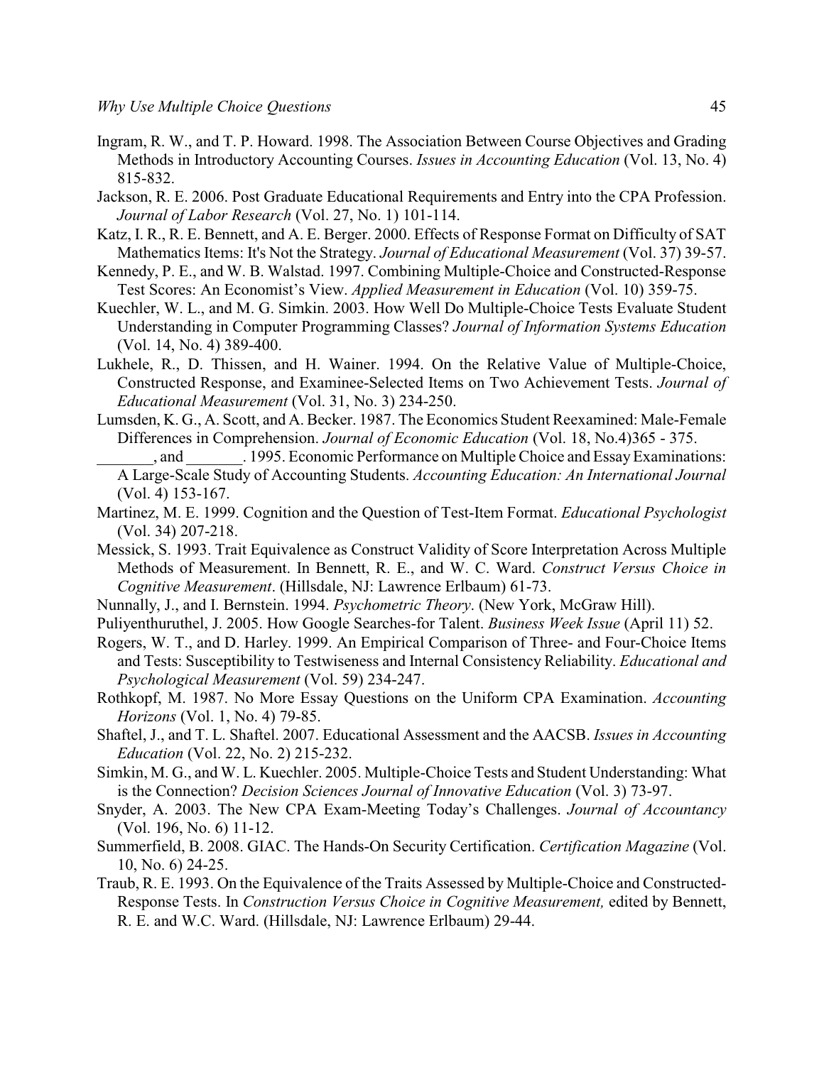Ingram, R. W., and T. P. Howard. 1998. The Association Between Course Objectives and Grading Methods in Introductory Accounting Courses. *Issues in Accounting Education* (Vol. 13, No. 4) 815-832.

Jackson, R. E. 2006. Post Graduate Educational Requirements and Entry into the CPA Profession. *Journal of Labor Research* (Vol. 27, No. 1) 101-114.

Katz, I. R., R. E. Bennett, and A. E. Berger. 2000. Effects of Response Format on Difficulty of SAT Mathematics Items: It's Not the Strategy. *Journal of Educational Measurement* (Vol. 37) 39-57.

Kennedy, P. E., and W. B. Walstad. 1997. Combining Multiple-Choice and Constructed-Response Test Scores: An Economist's View. *Applied Measurement in Education* (Vol. 10) 359-75.

Kuechler, W. L., and M. G. Simkin. 2003. How Well Do Multiple-Choice Tests Evaluate Student Understanding in Computer Programming Classes? *Journal of Information Systems Education* (Vol. 14, No. 4) 389-400.

Lukhele, R., D. Thissen, and H. Wainer. 1994. On the Relative Value of Multiple-Choice, Constructed Response, and Examinee-Selected Items on Two Achievement Tests. *Journal of Educational Measurement* (Vol. 31, No. 3) 234-250.

Lumsden, K. G., A. Scott, and A. Becker. 1987. The Economics Student Reexamined: Male-Female Differences in Comprehension. *Journal of Economic Education* (Vol. 18, No.4)365 - 375.

_______, and _______. 1995. Economic Performance on Multiple Choice and Essay Examinations: A Large-Scale Study of Accounting Students. *Accounting Education: An International Journal* (Vol. 4) 153-167.

Martinez, M. E. 1999. Cognition and the Question of Test-Item Format. *Educational Psychologist* (Vol. 34) 207-218.

Messick, S. 1993. Trait Equivalence as Construct Validity of Score Interpretation Across Multiple Methods of Measurement. In Bennett, R. E., and W. C. Ward. *Construct Versus Choice in Cognitive Measurement*. (Hillsdale, NJ: Lawrence Erlbaum) 61-73.

Nunnally, J., and I. Bernstein. 1994. *Psychometric Theory*. (New York, McGraw Hill).

Puliyenthuruthel, J. 2005. How Google Searches-for Talent. *Business Week Issue* (April 11) 52.

Rogers, W. T., and D. Harley. 1999. An Empirical Comparison of Three- and Four-Choice Items and Tests: Susceptibility to Testwiseness and Internal Consistency Reliability. *Educational and Psychological Measurement* (Vol. 59) 234-247.

Rothkopf, M. 1987. No More Essay Questions on the Uniform CPA Examination. *Accounting Horizons* (Vol. 1, No. 4) 79-85.

Shaftel, J., and T. L. Shaftel. 2007. Educational Assessment and the AACSB. *Issues in Accounting Education* (Vol. 22, No. 2) 215-232.

Simkin, M. G., and W. L. Kuechler. 2005. Multiple-Choice Tests and Student Understanding: What is the Connection? *Decision Sciences Journal of Innovative Education* (Vol. 3) 73-97.

Snyder, A. 2003. The New CPA Exam-Meeting Today's Challenges. *Journal of Accountancy* (Vol. 196, No. 6) 11-12.

Summerfield, B. 2008. GIAC. The Hands-On Security Certification. *Certification Magazine* (Vol. 10, No. 6) 24-25.

Traub, R. E. 1993. On the Equivalence of the Traits Assessed by Multiple-Choice and Constructed-Response Tests. In *Construction Versus Choice in Cognitive Measurement,* edited by Bennett, R. E. and W.C. Ward. (Hillsdale, NJ: Lawrence Erlbaum) 29-44.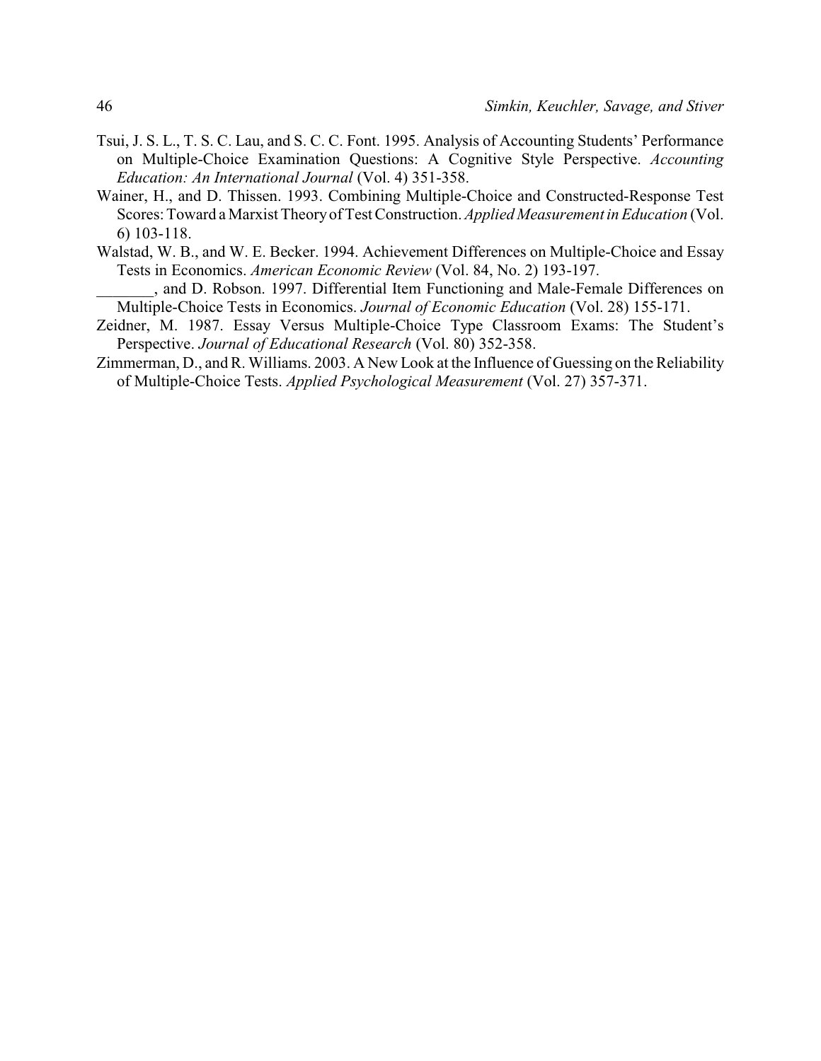Tsui, J. S. L., T. S. C. Lau, and S. C. C. Font. 1995. Analysis of Accounting Students' Performance on Multiple-Choice Examination Questions: A Cognitive Style Perspective. *Accounting Education: An International Journal* (Vol. 4) 351-358.

Wainer, H., and D. Thissen. 1993. Combining Multiple-Choice and Constructed-Response Test Scores: Toward a Marxist Theory of Test Construction. *Applied Measurement in Education* (Vol. 6) 103-118.

Walstad, W. B., and W. E. Becker. 1994. Achievement Differences on Multiple-Choice and Essay Tests in Economics. *American Economic Review* (Vol. 84, No. 2) 193-197.

_______, and D. Robson. 1997. Differential Item Functioning and Male-Female Differences on Multiple-Choice Tests in Economics. *Journal of Economic Education* (Vol. 28) 155-171.

Zeidner, M. 1987. Essay Versus Multiple-Choice Type Classroom Exams: The Student's Perspective. *Journal of Educational Research* (Vol. 80) 352-358.

Zimmerman, D., and R. Williams. 2003. A New Look at the Influence of Guessing on the Reliability of Multiple-Choice Tests. *Applied Psychological Measurement* (Vol. 27) 357-371.